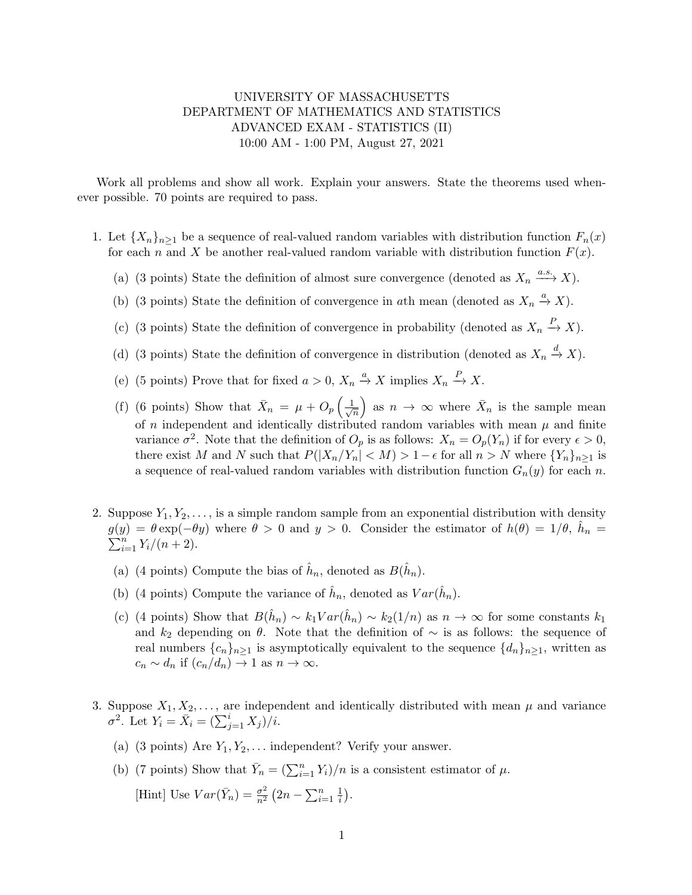UNIVERSITY OF MASSACHUSETTS
DEPARTMENT OF MATHEMATICS AND STATISTICS
ADVANCED EXAM - STATISTICS (II)
10:00 AM - 1:00 PM, August 27, 2021

Work all problems and show all work. Explain your answers. State the theorems used whenever possible. 70 points are required to pass.

1. Let $\{X_n\}_{n\geq 1}$ be a sequence of real-valued random variables with distribution function $F_n(x)$ for each $n$ and $X$ be another real-valued random variable with distribution function $F(x)$.

   (a) (3 points) State the definition of almost sure convergence (denoted as $X_n \xrightarrow{a.s.} X$).

   (b) (3 points) State the definition of convergence in $a$th mean (denoted as $X_n \xrightarrow{a} X$).

   (c) (3 points) State the definition of convergence in probability (denoted as $X_n \xrightarrow{P} X$).

   (d) (3 points) State the definition of convergence in distribution (denoted as $X_n \xrightarrow{d} X$).

   (e) (5 points) Prove that for fixed $a > 0$, $X_n \xrightarrow{a} X$ implies $X_n \xrightarrow{P} X$.

   (f) (6 points) Show that $\bar{X}_n = \mu + O_p\left(\frac{1}{\sqrt{n}}\right)$ as $n \to \infty$ where $\bar{X}_n$ is the sample mean of $n$ independent and identically distributed random variables with mean $\mu$ and finite variance $\sigma^2$. Note that the definition of $O_p$ is as follows: $X_n = O_p(Y_n)$ if for every $\epsilon > 0$, there exist $M$ and $N$ such that $P(|X_n/Y_n| < M) > 1 - \epsilon$ for all $n > N$ where $\{Y_n\}_{n\geq 1}$ is a sequence of real-valued random variables with distribution function $G_n(y)$ for each $n$.

2. Suppose $Y_1, Y_2, \ldots,$ is a simple random sample from an exponential distribution with density $g(y) = \theta \exp(-\theta y)$ where $\theta > 0$ and $y > 0$. Consider the estimator of $h(\theta) = 1/\theta$, $\hat{h}_n = \sum_{i=1}^{n} Y_i/(n+2)$.

   (a) (4 points) Compute the bias of $\hat{h}_n$, denoted as $B(\hat{h}_n)$.

   (b) (4 points) Compute the variance of $\hat{h}_n$, denoted as $Var(\hat{h}_n)$.

   (c) (4 points) Show that $B(\hat{h}_n) \sim k_1 Var(\hat{h}_n) \sim k_2(1/n)$ as $n \to \infty$ for some constants $k_1$ and $k_2$ depending on $\theta$. Note that the definition of $\sim$ is as follows: the sequence of real numbers $\{c_n\}_{n\geq 1}$ is asymptotically equivalent to the sequence $\{d_n\}_{n\geq 1}$, written as $c_n \sim d_n$ if $(c_n/d_n) \to 1$ as $n \to \infty$.

3. Suppose $X_1, X_2, \ldots,$ are independent and identically distributed with mean $\mu$ and variance $\sigma^2$. Let $Y_i = \bar{X}_i = (\sum_{j=1}^{i} X_j)/i$.

   (a) (3 points) Are $Y_1, Y_2, \ldots$ independent? Verify your answer.

   (b) (7 points) Show that $\bar{Y}_n = (\sum_{i=1}^{n} Y_i)/n$ is a consistent estimator of $\mu$.

   [Hint] Use $Var(\bar{Y}_n) = \frac{\sigma^2}{n^2}\left(2n - \sum_{i=1}^{n} \frac{1}{i}\right)$.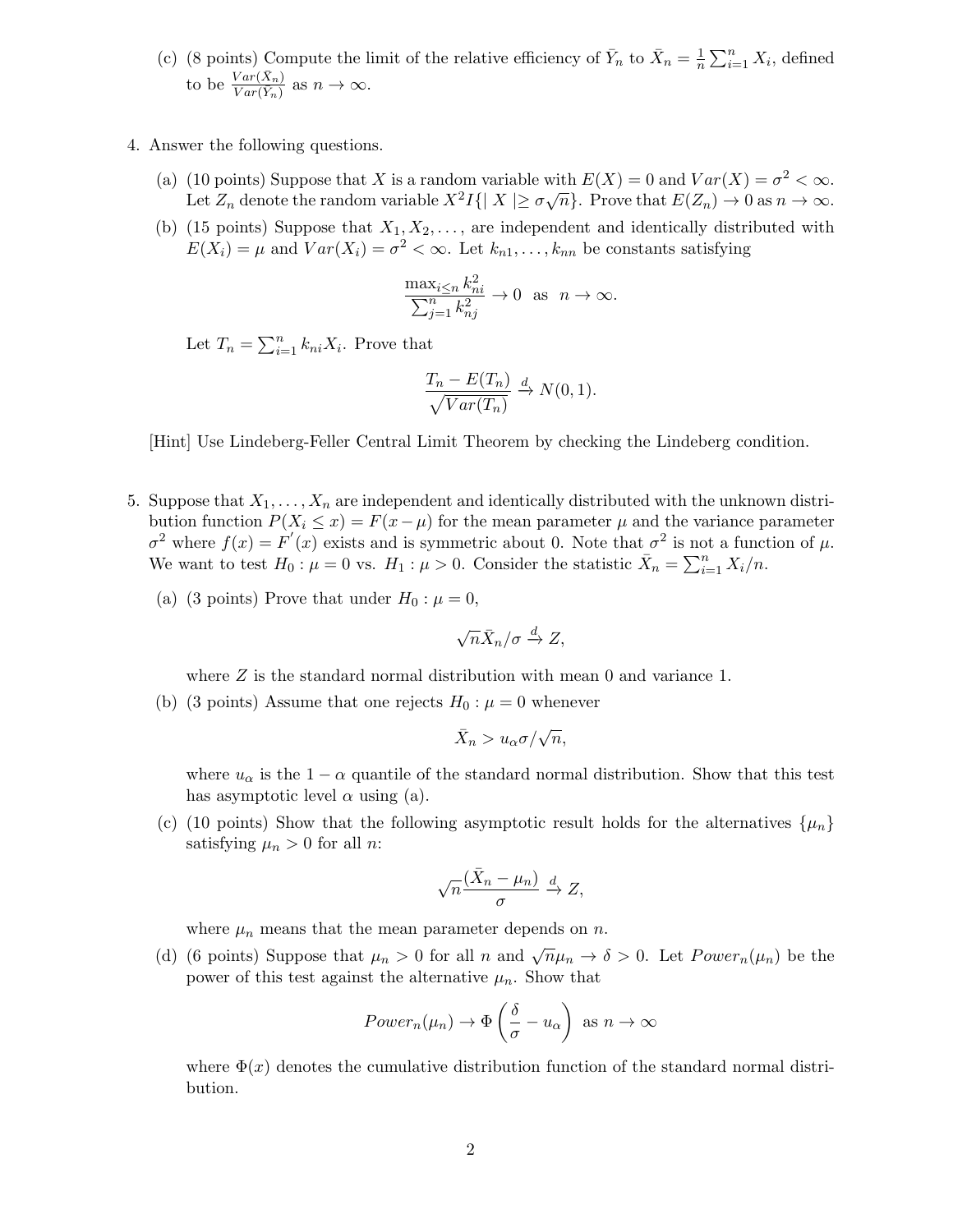(c) (8 points) Compute the limit of the relative efficiency of $\bar{Y}_n$ to $\bar{X}_n = \frac{1}{n}\sum_{i=1}^n X_i$, defined to be $\frac{Var(\bar{X}_n)}{Var(\bar{Y}_n)}$ as $n \to \infty$.

4. Answer the following questions.

(a) (10 points) Suppose that $X$ is a random variable with $E(X) = 0$ and $Var(X) = \sigma^2 < \infty$. Let $Z_n$ denote the random variable $X^2 I\{| X |\geq \sigma\sqrt{n}\}$. Prove that $E(Z_n) \to 0$ as $n \to \infty$.

(b) (15 points) Suppose that $X_1, X_2, \ldots,$ are independent and identically distributed with $E(X_i) = \mu$ and $Var(X_i) = \sigma^2 < \infty$. Let $k_{n1}, \ldots, k_{nn}$ be constants satisfying

$$\frac{\max_{i \leq n} k_{ni}^2}{\sum_{j=1}^n k_{nj}^2} \to 0 \quad \text{as} \quad n \to \infty.$$

Let $T_n = \sum_{i=1}^n k_{ni} X_i$. Prove that

$$\frac{T_n - E(T_n)}{\sqrt{Var(T_n)}} \xrightarrow{d} N(0, 1).$$

[Hint] Use Lindeberg-Feller Central Limit Theorem by checking the Lindeberg condition.

5. Suppose that $X_1, \ldots, X_n$ are independent and identically distributed with the unknown distribution function $P(X_i \leq x) = F(x - \mu)$ for the mean parameter $\mu$ and the variance parameter $\sigma^2$ where $f(x) = F^{'}(x)$ exists and is symmetric about 0. Note that $\sigma^2$ is not a function of $\mu$. We want to test $H_0 : \mu = 0$ vs. $H_1 : \mu > 0$. Consider the statistic $\bar{X}_n = \sum_{i=1}^n X_i/n$.

(a) (3 points) Prove that under $H_0 : \mu = 0$,

$$\sqrt{n}\bar{X}_n/\sigma \xrightarrow{d} Z,$$

where $Z$ is the standard normal distribution with mean 0 and variance 1.

(b) (3 points) Assume that one rejects $H_0 : \mu = 0$ whenever

$$\bar{X}_n > u_\alpha \sigma/\sqrt{n},$$

where $u_\alpha$ is the $1 - \alpha$ quantile of the standard normal distribution. Show that this test has asymptotic level $\alpha$ using (a).

(c) (10 points) Show that the following asymptotic result holds for the alternatives $\{\mu_n\}$ satisfying $\mu_n > 0$ for all $n$:

$$\sqrt{n}\frac{(\bar{X}_n - \mu_n)}{\sigma} \xrightarrow{d} Z,$$

where $\mu_n$ means that the mean parameter depends on $n$.

(d) (6 points) Suppose that $\mu_n > 0$ for all $n$ and $\sqrt{n}\mu_n \to \delta > 0$. Let $Power_n(\mu_n)$ be the power of this test against the alternative $\mu_n$. Show that

$$Power_n(\mu_n) \to \Phi\left(\frac{\delta}{\sigma} - u_\alpha\right) \quad \text{as } n \to \infty$$

where $\Phi(x)$ denotes the cumulative distribution function of the standard normal distribution.